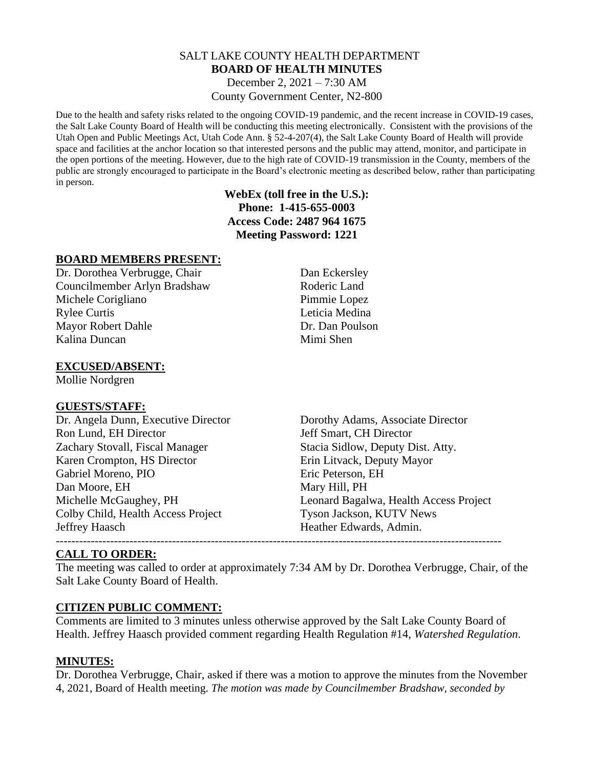# SALT LAKE COUNTY HEALTH DEPARTMENT
## BOARD OF HEALTH MINUTES

December 2, 2021 – 7:30 AM
County Government Center, N2-800

Due to the health and safety risks related to the ongoing COVID-19 pandemic, and the recent increase in COVID-19 cases, the Salt Lake County Board of Health will be conducting this meeting electronically. Consistent with the provisions of the Utah Open and Public Meetings Act, Utah Code Ann. § 52-4-207(4), the Salt Lake County Board of Health will provide space and facilities at the anchor location so that interested persons and the public may attend, monitor, and participate in the open portions of the meeting. However, due to the high rate of COVID-19 transmission in the County, members of the public are strongly encouraged to participate in the Board's electronic meeting as described below, rather than participating in person.

**WebEx (toll free in the U.S.):**
**Phone: 1-415-655-0003**
**Access Code: 2487 964 1675**
**Meeting Password: 1221**

### BOARD MEMBERS PRESENT:

Dr. Dorothea Verbrugge, Chair
Councilmember Arlyn Bradshaw
Michele Corigliano
Rylee Curtis
Mayor Robert Dahle
Kalina Duncan
Dan Eckersley
Roderic Land
Pimmie Lopez
Leticia Medina
Dr. Dan Poulson
Mimi Shen

### EXCUSED/ABSENT:

Mollie Nordgren

### GUESTS/STAFF:

Dr. Angela Dunn, Executive Director
Ron Lund, EH Director
Zachary Stovall, Fiscal Manager
Karen Crompton, HS Director
Gabriel Moreno, PIO
Dan Moore, EH
Michelle McGaughey, PH
Colby Child, Health Access Project
Jeffrey Haasch
Dorothy Adams, Associate Director
Jeff Smart, CH Director
Stacia Sidlow, Deputy Dist. Atty.
Erin Litvack, Deputy Mayor
Eric Peterson, EH
Mary Hill, PH
Leonard Bagalwa, Health Access Project
Tyson Jackson, KUTV News
Heather Edwards, Admin.

---

### CALL TO ORDER:

The meeting was called to order at approximately 7:34 AM by Dr. Dorothea Verbrugge, Chair, of the Salt Lake County Board of Health.

### CITIZEN PUBLIC COMMENT:

Comments are limited to 3 minutes unless otherwise approved by the Salt Lake County Board of Health. Jeffrey Haasch provided comment regarding Health Regulation #14, *Watershed Regulation*.

### MINUTES:

Dr. Dorothea Verbrugge, Chair, asked if there was a motion to approve the minutes from the November 4, 2021, Board of Health meeting. *The motion was made by Councilmember Bradshaw, seconded by*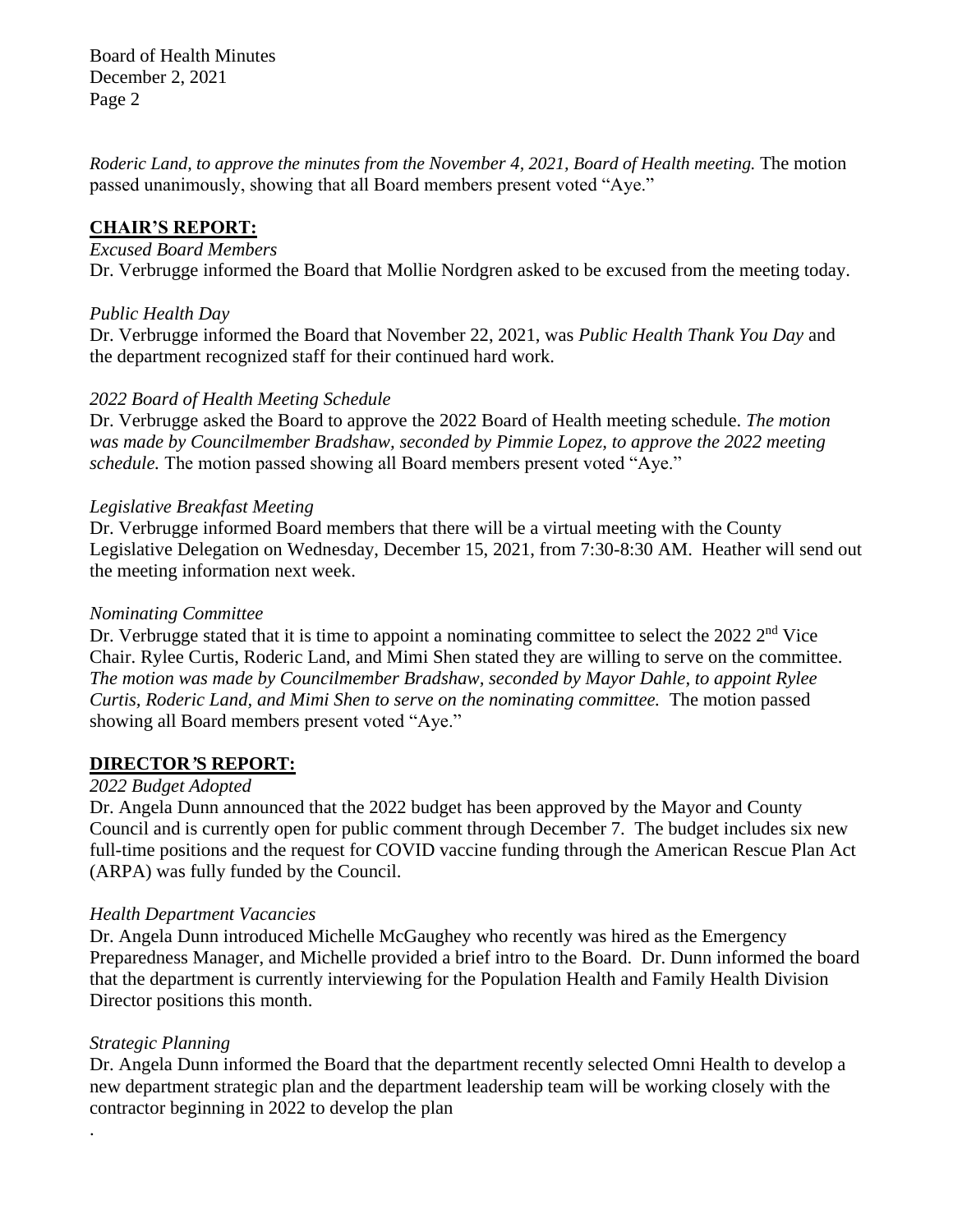*Roderic Land, to approve the minutes from the November 4, 2021, Board of Health meeting.* The motion passed unanimously, showing that all Board members present voted "Aye."

## CHAIR'S REPORT:

*Excused Board Members*

Dr. Verbrugge informed the Board that Mollie Nordgren asked to be excused from the meeting today.

*Public Health Day*

Dr. Verbrugge informed the Board that November 22, 2021, was *Public Health Thank You Day* and the department recognized staff for their continued hard work.

*2022 Board of Health Meeting Schedule*

Dr. Verbrugge asked the Board to approve the 2022 Board of Health meeting schedule. *The motion was made by Councilmember Bradshaw, seconded by Pimmie Lopez, to approve the 2022 meeting schedule.* The motion passed showing all Board members present voted "Aye."

*Legislative Breakfast Meeting*

Dr. Verbrugge informed Board members that there will be a virtual meeting with the County Legislative Delegation on Wednesday, December 15, 2021, from 7:30-8:30 AM. Heather will send out the meeting information next week.

*Nominating Committee*

Dr. Verbrugge stated that it is time to appoint a nominating committee to select the 2022 2nd Vice Chair. Rylee Curtis, Roderic Land, and Mimi Shen stated they are willing to serve on the committee. *The motion was made by Councilmember Bradshaw, seconded by Mayor Dahle, to appoint Rylee Curtis, Roderic Land, and Mimi Shen to serve on the nominating committee.* The motion passed showing all Board members present voted "Aye."

## DIRECTOR'S REPORT:

*2022 Budget Adopted*

Dr. Angela Dunn announced that the 2022 budget has been approved by the Mayor and County Council and is currently open for public comment through December 7. The budget includes six new full-time positions and the request for COVID vaccine funding through the American Rescue Plan Act (ARPA) was fully funded by the Council.

*Health Department Vacancies*

Dr. Angela Dunn introduced Michelle McGaughey who recently was hired as the Emergency Preparedness Manager, and Michelle provided a brief intro to the Board. Dr. Dunn informed the board that the department is currently interviewing for the Population Health and Family Health Division Director positions this month.

*Strategic Planning*

Dr. Angela Dunn informed the Board that the department recently selected Omni Health to develop a new department strategic plan and the department leadership team will be working closely with the contractor beginning in 2022 to develop the plan

.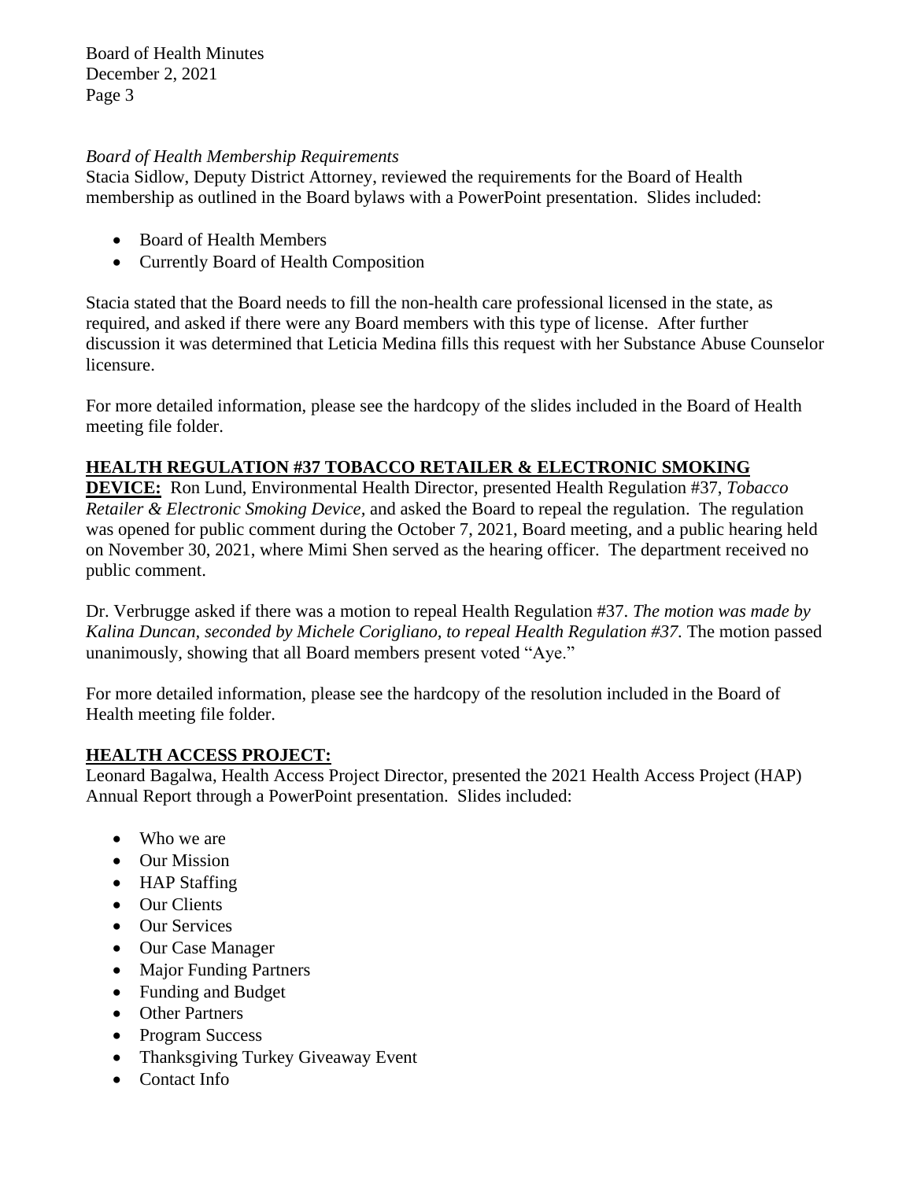*Board of Health Membership Requirements*
Stacia Sidlow, Deputy District Attorney, reviewed the requirements for the Board of Health membership as outlined in the Board bylaws with a PowerPoint presentation. Slides included:

- Board of Health Members
- Currently Board of Health Composition

Stacia stated that the Board needs to fill the non-health care professional licensed in the state, as required, and asked if there were any Board members with this type of license. After further discussion it was determined that Leticia Medina fills this request with her Substance Abuse Counselor licensure.

For more detailed information, please see the hardcopy of the slides included in the Board of Health meeting file folder.

**HEALTH REGULATION #37 TOBACCO RETAILER & ELECTRONIC SMOKING DEVICE:** Ron Lund, Environmental Health Director, presented Health Regulation #37, *Tobacco Retailer & Electronic Smoking Device,* and asked the Board to repeal the regulation. The regulation was opened for public comment during the October 7, 2021, Board meeting, and a public hearing held on November 30, 2021, where Mimi Shen served as the hearing officer. The department received no public comment.

Dr. Verbrugge asked if there was a motion to repeal Health Regulation #37. *The motion was made by Kalina Duncan, seconded by Michele Corigliano, to repeal Health Regulation #37.* The motion passed unanimously, showing that all Board members present voted "Aye."

For more detailed information, please see the hardcopy of the resolution included in the Board of Health meeting file folder.

**HEALTH ACCESS PROJECT:**
Leonard Bagalwa, Health Access Project Director, presented the 2021 Health Access Project (HAP) Annual Report through a PowerPoint presentation. Slides included:

- Who we are
- Our Mission
- HAP Staffing
- Our Clients
- Our Services
- Our Case Manager
- Major Funding Partners
- Funding and Budget
- Other Partners
- Program Success
- Thanksgiving Turkey Giveaway Event
- Contact Info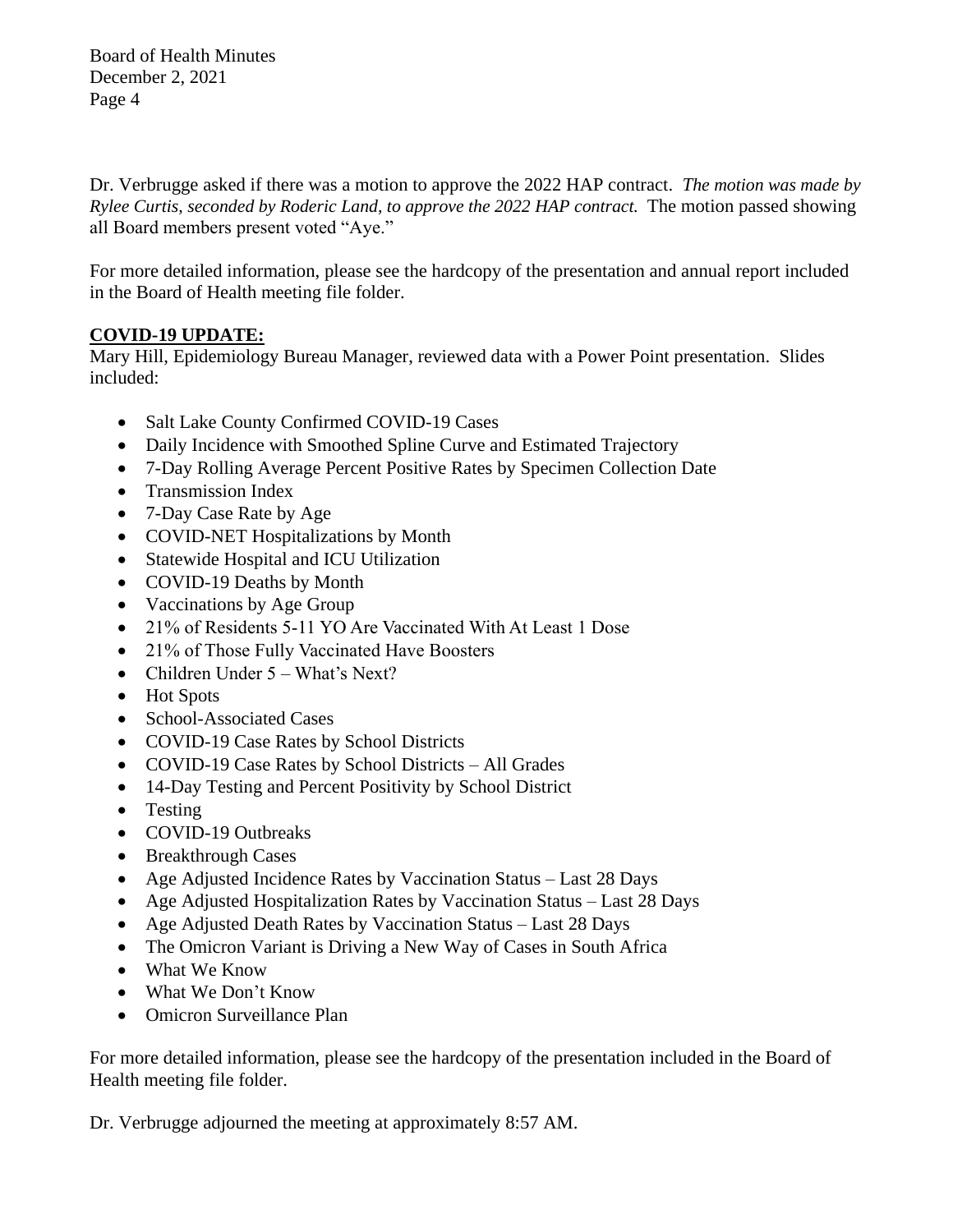Dr. Verbrugge asked if there was a motion to approve the 2022 HAP contract. *The motion was made by Rylee Curtis, seconded by Roderic Land, to approve the 2022 HAP contract.* The motion passed showing all Board members present voted "Aye."

For more detailed information, please see the hardcopy of the presentation and annual report included in the Board of Health meeting file folder.

**COVID-19 UPDATE:**

Mary Hill, Epidemiology Bureau Manager, reviewed data with a Power Point presentation. Slides included:

- Salt Lake County Confirmed COVID-19 Cases
- Daily Incidence with Smoothed Spline Curve and Estimated Trajectory
- 7-Day Rolling Average Percent Positive Rates by Specimen Collection Date
- Transmission Index
- 7-Day Case Rate by Age
- COVID-NET Hospitalizations by Month
- Statewide Hospital and ICU Utilization
- COVID-19 Deaths by Month
- Vaccinations by Age Group
- 21% of Residents 5-11 YO Are Vaccinated With At Least 1 Dose
- 21% of Those Fully Vaccinated Have Boosters
- Children Under 5 – What's Next?
- Hot Spots
- School-Associated Cases
- COVID-19 Case Rates by School Districts
- COVID-19 Case Rates by School Districts – All Grades
- 14-Day Testing and Percent Positivity by School District
- Testing
- COVID-19 Outbreaks
- Breakthrough Cases
- Age Adjusted Incidence Rates by Vaccination Status – Last 28 Days
- Age Adjusted Hospitalization Rates by Vaccination Status – Last 28 Days
- Age Adjusted Death Rates by Vaccination Status – Last 28 Days
- The Omicron Variant is Driving a New Way of Cases in South Africa
- What We Know
- What We Don't Know
- Omicron Surveillance Plan

For more detailed information, please see the hardcopy of the presentation included in the Board of Health meeting file folder.

Dr. Verbrugge adjourned the meeting at approximately 8:57 AM.